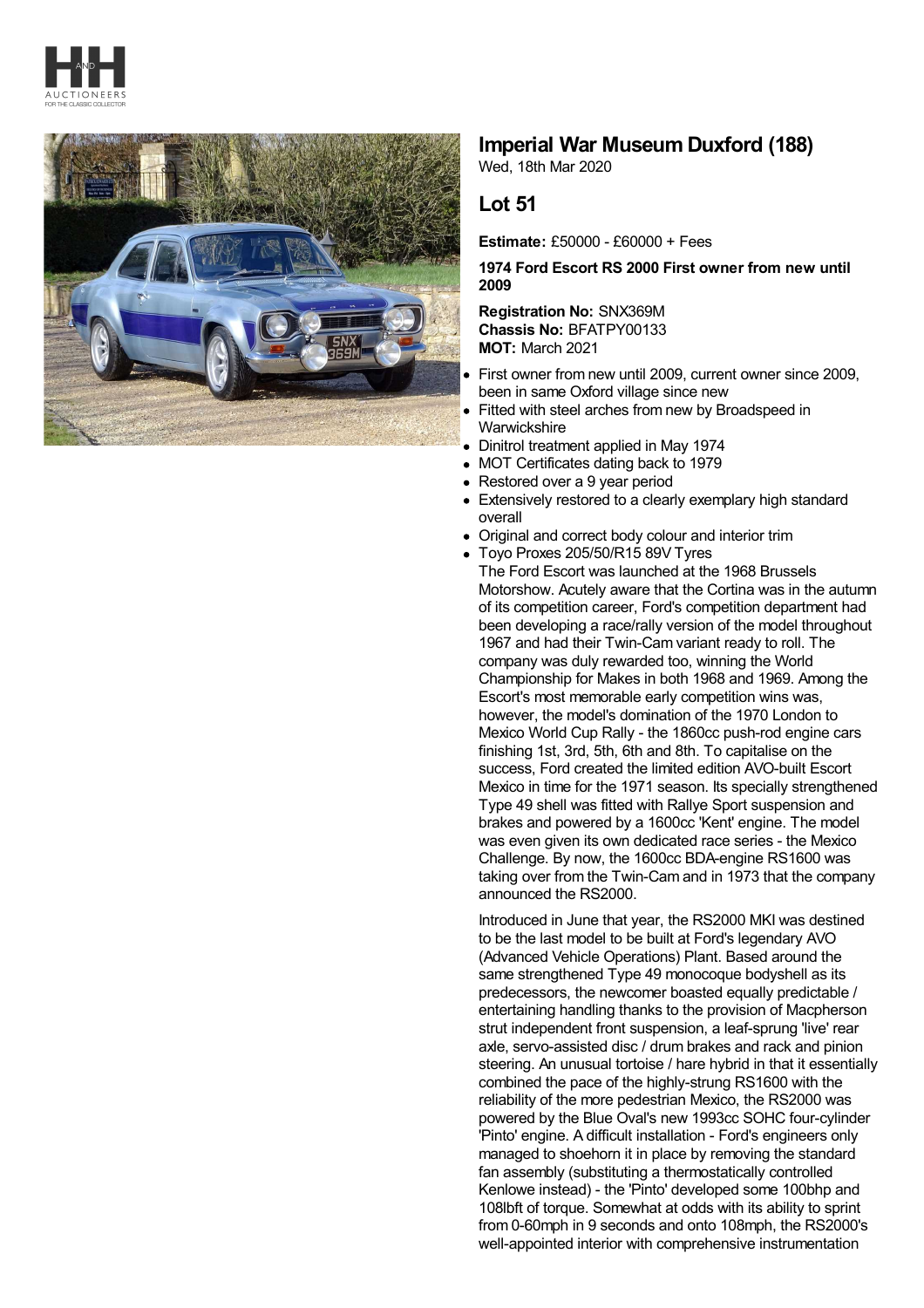# Imperial War Museum Duxford (188)

Wed, 18th Mar 2020

## Lot 51

**Estimate:** £50000 - £60000 + Fees

**1974 Ford Escort RS 2000 First owner from new until 2009**

**Registration No:** SNX369M
**Chassis No:** BFATPY00133
**MOT:** March 2021

- First owner from new until 2009, current owner since 2009, been in same Oxford village since new
- Fitted with steel arches from new by Broadspeed in Warwickshire
- Dinitrol treatment applied in May 1974
- MOT Certificates dating back to 1979
- Restored over a 9 year period
- Extensively restored to a clearly exemplary high standard overall
- Original and correct body colour and interior trim
- Toyo Proxes 205/50/R15 89V Tyres

The Ford Escort was launched at the 1968 Brussels Motorshow. Acutely aware that the Cortina was in the autumn of its competition career, Ford's competition department had been developing a race/rally version of the model throughout 1967 and had their Twin-Cam variant ready to roll. The company was duly rewarded too, winning the World Championship for Makes in both 1968 and 1969. Among the Escort's most memorable early competition wins was, however, the model's domination of the 1970 London to Mexico World Cup Rally - the 1860cc push-rod engine cars finishing 1st, 3rd, 5th, 6th and 8th. To capitalise on the success, Ford created the limited edition AVO-built Escort Mexico in time for the 1971 season. Its specially strengthened Type 49 shell was fitted with Rallye Sport suspension and brakes and powered by a 1600cc 'Kent' engine. The model was even given its own dedicated race series - the Mexico Challenge. By now, the 1600cc BDA-engine RS1600 was taking over from the Twin-Cam and in 1973 that the company announced the RS2000.

Introduced in June that year, the RS2000 MKI was destined to be the last model to be built at Ford's legendary AVO (Advanced Vehicle Operations) Plant. Based around the same strengthened Type 49 monocoque bodyshell as its predecessors, the newcomer boasted equally predictable / entertaining handling thanks to the provision of Macpherson strut independent front suspension, a leaf-sprung 'live' rear axle, servo-assisted disc / drum brakes and rack and pinion steering. An unusual tortoise / hare hybrid in that it essentially combined the pace of the highly-strung RS1600 with the reliability of the more pedestrian Mexico, the RS2000 was powered by the Blue Oval's new 1993cc SOHC four-cylinder 'Pinto' engine. A difficult installation - Ford's engineers only managed to shoehorn it in place by removing the standard fan assembly (substituting a thermostatically controlled Kenlowe instead) - the 'Pinto' developed some 100bhp and 108lbft of torque. Somewhat at odds with its ability to sprint from 0-60mph in 9 seconds and onto 108mph, the RS2000's well-appointed interior with comprehensive instrumentation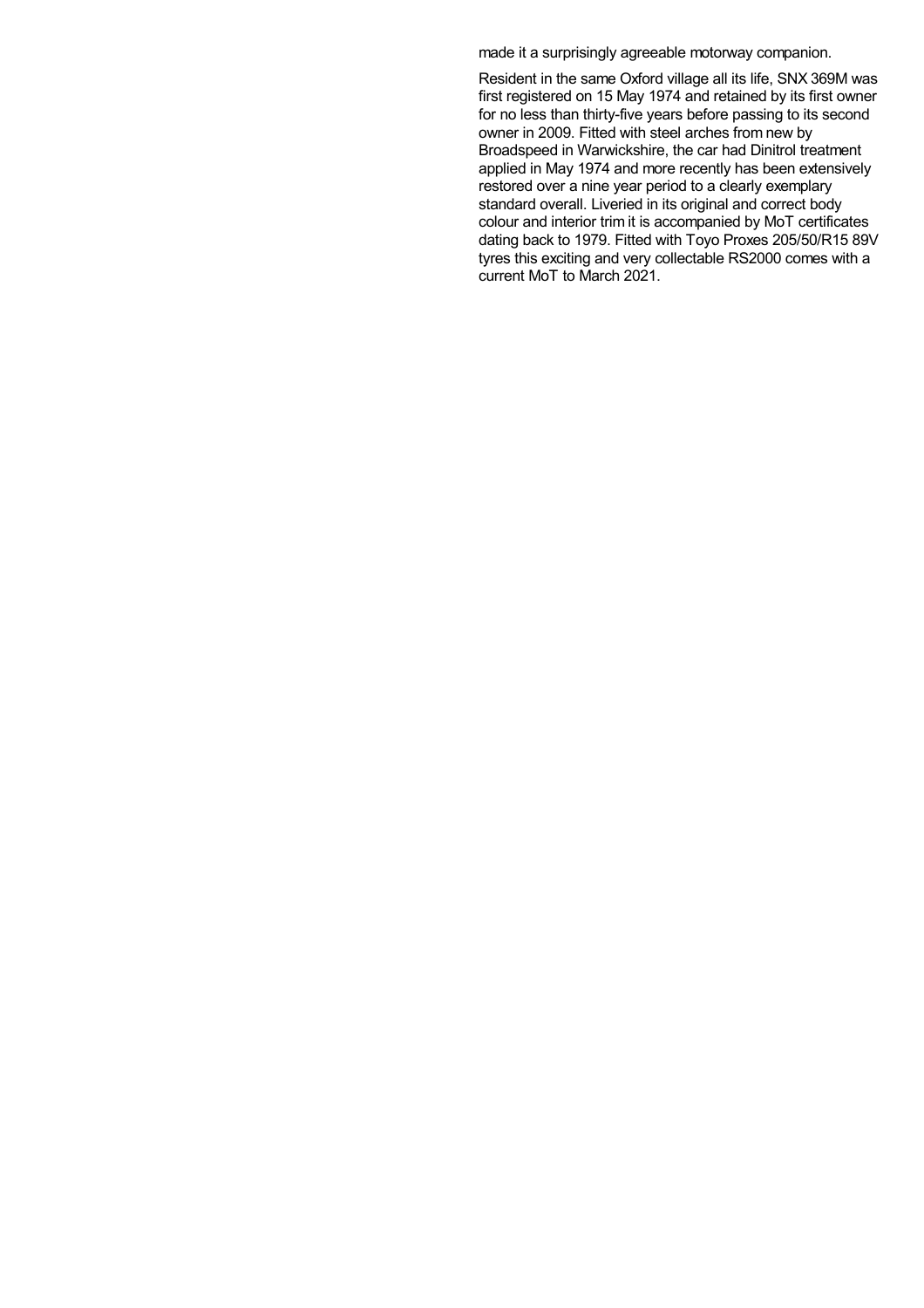made it a surprisingly agreeable motorway companion.

Resident in the same Oxford village all its life, SNX 369M was first registered on 15 May 1974 and retained by its first owner for no less than thirty-five years before passing to its second owner in 2009. Fitted with steel arches from new by Broadspeed in Warwickshire, the car had Dinitrol treatment applied in May 1974 and more recently has been extensively restored over a nine year period to a clearly exemplary standard overall. Liveried in its original and correct body colour and interior trim it is accompanied by MoT certificates dating back to 1979. Fitted with Toyo Proxes 205/50/R15 89V tyres this exciting and very collectable RS2000 comes with a current MoT to March 2021.